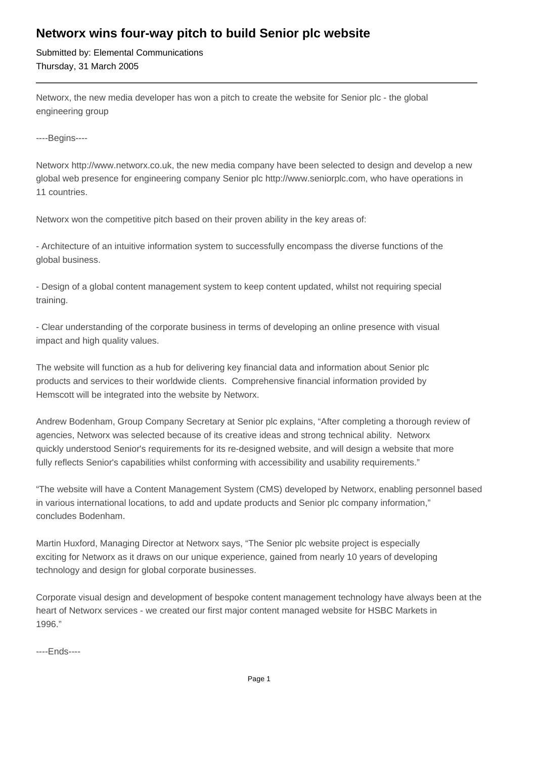# Networx wins four-way pitch to build Senior plc website

Submitted by: Elemental Communications
Thursday, 31 March 2005

---

Networx, the new media developer has won a pitch to create the website for Senior plc - the global engineering group

----Begins----

Networx http://www.networx.co.uk, the new media company have been selected to design and develop a new global web presence for engineering company Senior plc http://www.seniorplc.com, who have operations in 11 countries.

Networx won the competitive pitch based on their proven ability in the key areas of:

- Architecture of an intuitive information system to successfully encompass the diverse functions of the global business.

- Design of a global content management system to keep content updated, whilst not requiring special training.

- Clear understanding of the corporate business in terms of developing an online presence with visual impact and high quality values.

The website will function as a hub for delivering key financial data and information about Senior plc products and services to their worldwide clients. Comprehensive financial information provided by Hemscott will be integrated into the website by Networx.

Andrew Bodenham, Group Company Secretary at Senior plc explains, "After completing a thorough review of agencies, Networx was selected because of its creative ideas and strong technical ability. Networx quickly understood Senior's requirements for its re-designed website, and will design a website that more fully reflects Senior's capabilities whilst conforming with accessibility and usability requirements."

"The website will have a Content Management System (CMS) developed by Networx, enabling personnel based in various international locations, to add and update products and Senior plc company information," concludes Bodenham.

Martin Huxford, Managing Director at Networx says, "The Senior plc website project is especially exciting for Networx as it draws on our unique experience, gained from nearly 10 years of developing technology and design for global corporate businesses.

Corporate visual design and development of bespoke content management technology have always been at the heart of Networx services - we created our first major content managed website for HSBC Markets in 1996."

----Ends----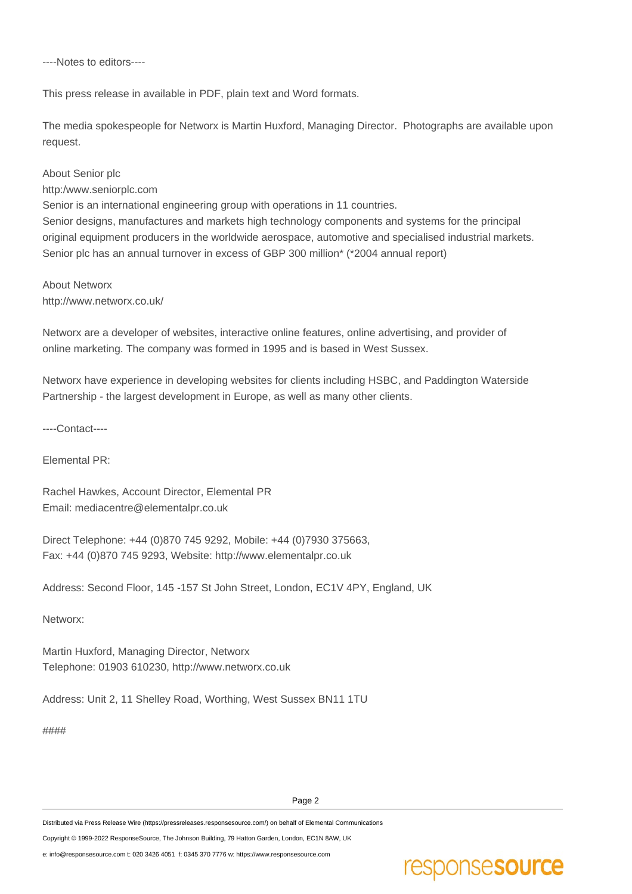----Notes to editors----

This press release in available in PDF, plain text and Word formats.

The media spokespeople for Networx is Martin Huxford, Managing Director.  Photographs are available upon request.

About Senior plc
http:/www.seniorplc.com
Senior is an international engineering group with operations in 11 countries.
Senior designs, manufactures and markets high technology components and systems for the principal original equipment producers in the worldwide aerospace, automotive and specialised industrial markets.
Senior plc has an annual turnover in excess of GBP 300 million* (*2004 annual report)

About Networx
http://www.networx.co.uk/

Networx are a developer of websites, interactive online features, online advertising, and provider of online marketing. The company was formed in 1995 and is based in West Sussex.

Networx have experience in developing websites for clients including HSBC, and Paddington Waterside Partnership - the largest development in Europe, as well as many other clients.

----Contact----

Elemental PR:

Rachel Hawkes, Account Director, Elemental PR
Email: mediacentre@elementalpr.co.uk

Direct Telephone: +44 (0)870 745 9292, Mobile: +44 (0)7930 375663,
Fax: +44 (0)870 745 9293, Website: http://www.elementalpr.co.uk

Address: Second Floor, 145 -157 St John Street, London, EC1V 4PY, England, UK

Networx:

Martin Huxford, Managing Director, Networx
Telephone: 01903 610230, http://www.networx.co.uk

Address: Unit 2, 11 Shelley Road, Worthing, West Sussex BN11 1TU

####

Distributed via Press Release Wire (https://pressreleases.responsesource.com/) on behalf of Elemental Communications

Copyright © 1999-2022 ResponseSource, The Johnson Building, 79 Hatton Garden, London, EC1N 8AW, UK

e: info@responsesource.com t: 020 3426 4051  f: 0345 370 7776 w: https://www.responsesource.com